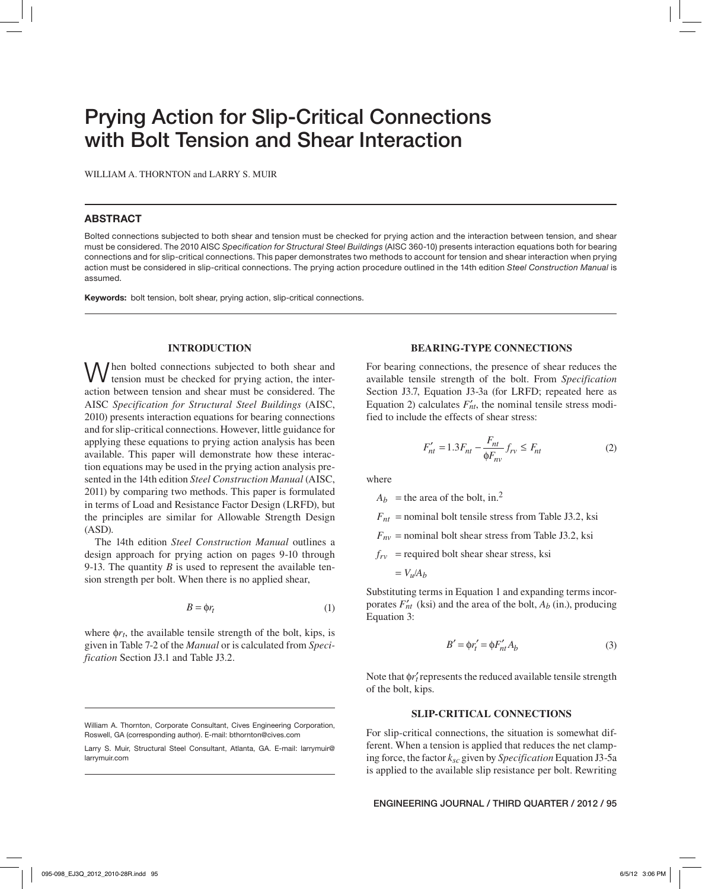# Prying Action for Slip-Critical Connections with Bolt Tension and Shear Interaction

WILLIAM A. THORNTON and LARRY S. MUIR

## ABSTRACT

Bolted connections subjected to both shear and tension must be checked for prying action and the interaction between tension, and shear must be considered. The 2010 AISC *Specification for Structural Steel Buildings* (AISC 360-10) presents interaction equations both for bearing connections and for slip-critical connections. This paper demonstrates two methods to account for tension and shear interaction when prying action must be considered in slip-critical connections. The prying action procedure outlined in the 14th edition *Steel Construction Manual* is assumed.

**Keywords:** bolt tension, bolt shear, prying action, slip-critical connections.

## INTRODUCTION

When bolted connections subjected to both shear and tension must be checked for prying action, the interaction between tension and shear must be considered. The AISC *Specification for Structural Steel Buildings* (AISC, 2010) presents interaction equations for bearing connections and for slip-critical connections. However, little guidance for applying these equations to prying action analysis has been available. This paper will demonstrate how these interaction equations may be used in the prying action analysis presented in the 14th edition *Steel Construction Manual* (AISC, 2011) by comparing two methods. This paper is formulated in terms of Load and Resistance Factor Design (LRFD), but the principles are similar for Allowable Strength Design (ASD).

The 14th edition *Steel Construction Manual* outlines a design approach for prying action on pages 9-10 through 9-13. The quantity $B$ is used to represent the available tension strength per bolt. When there is no applied shear,

$$B = \phi r_t \tag{1}$$

where $\phi r_t$, the available tensile strength of the bolt, kips, is given in Table 7-2 of the *Manual* or is calculated from *Specification* Section J3.1 and Table J3.2.

William A. Thornton, Corporate Consultant, Cives Engineering Corporation, Roswell, GA (corresponding author). E-mail: bthornton@cives.com

Larry S. Muir, Structural Steel Consultant, Atlanta, GA. E-mail: larrymuir@larrymuir.com

## BEARING-TYPE CONNECTIONS

For bearing connections, the presence of shear reduces the available tensile strength of the bolt. From *Specification* Section J3.7, Equation J3-3a (for LRFD; repeated here as Equation 2) calculates $F'_{nt}$, the nominal tensile stress modified to include the effects of shear stress:

$$F'_{nt} = 1.3F_{nt} - \frac{F_{nt}}{\phi F_{nv}} f_{rv} \leq F_{nt} \tag{2}$$

where

$A_b$ = the area of the bolt, in.$^2$

$F_{nt}$ = nominal bolt tensile stress from Table J3.2, ksi

$F_{nv}$ = nominal bolt shear stress from Table J3.2, ksi

$f_{rv}$ = required bolt shear shear stress, ksi

$= V_u/A_b$

Substituting terms in Equation 1 and expanding terms incorporates $F'_{nt}$ (ksi) and the area of the bolt, $A_b$ (in.), producing Equation 3:

$$B' = \phi r'_t = \phi F'_{nt} A_b \tag{3}$$

Note that $\phi r'_t$ represents the reduced available tensile strength of the bolt, kips.

## SLIP-CRITICAL CONNECTIONS

For slip-critical connections, the situation is somewhat different. When a tension is applied that reduces the net clamping force, the factor $k_{sc}$ given by *Specification* Equation J3-5a is applied to the available slip resistance per bolt. Rewriting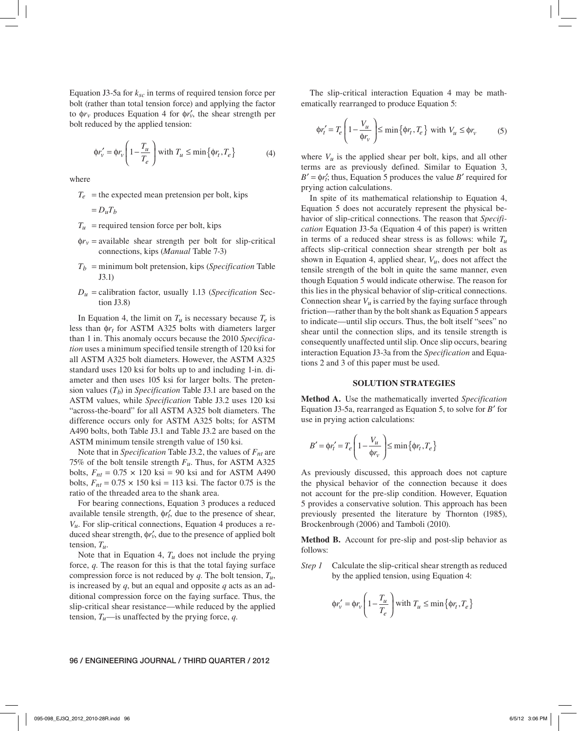Equation J3-5a for $k_{sc}$ in terms of required tension force per bolt (rather than total tension force) and applying the factor to $\phi r_v$ produces Equation 4 for $\phi r_v'$, the shear strength per bolt reduced by the applied tension:

$$\phi r_v' = \phi r_v \left(1 - \frac{T_u}{T_e}\right) \text{ with } T_u \le \min\left\{\phi r_t, T_e\right\} \tag{4}$$

where

$T_e$ = the expected mean pretension per bolt, kips

$= D_u T_b$

$T_u$ = required tension force per bolt, kips

$\phi r_v$ = available shear strength per bolt for slip-critical connections, kips (*Manual* Table 7-3)

$T_b$ = minimum bolt pretension, kips (*Specification* Table J3.1)

$D_u$ = calibration factor, usually 1.13 (*Specification* Section J3.8)

In Equation 4, the limit on $T_u$ is necessary because $T_e$ is less than $\phi r_t$ for ASTM A325 bolts with diameters larger than 1 in. This anomaly occurs because the 2010 *Specification* uses a minimum specified tensile strength of 120 ksi for all ASTM A325 bolt diameters. However, the ASTM A325 standard uses 120 ksi for bolts up to and including 1-in. diameter and then uses 105 ksi for larger bolts. The pretension values ($T_b$) in *Specification* Table J3.1 are based on the ASTM values, while *Specification* Table J3.2 uses 120 ksi "across-the-board" for all ASTM A325 bolt diameters. The difference occurs only for ASTM A325 bolts; for ASTM A490 bolts, both Table J3.1 and Table J3.2 are based on the ASTM minimum tensile strength value of 150 ksi.

Note that in *Specification* Table J3.2, the values of $F_{nt}$ are 75% of the bolt tensile strength $F_u$. Thus, for ASTM A325 bolts, $F_{nt} = 0.75 \times 120$ ksi = 90 ksi and for ASTM A490 bolts, $F_{nt} = 0.75 \times 150$ ksi = 113 ksi. The factor 0.75 is the ratio of the threaded area to the shank area.

For bearing connections, Equation 3 produces a reduced available tensile strength, $\phi r_t'$, due to the presence of shear, $V_u$. For slip-critical connections, Equation 4 produces a reduced shear strength, $\phi r_v'$, due to the presence of applied bolt tension, $T_u$.

Note that in Equation 4, $T_u$ does not include the prying force, $q$. The reason for this is that the total faying surface compression force is not reduced by $q$. The bolt tension, $T_u$, is increased by $q$, but an equal and opposite $q$ acts as an additional compression force on the faying surface. Thus, the slip-critical shear resistance—while reduced by the applied tension, $T_u$—is unaffected by the prying force, $q$.

The slip-critical interaction Equation 4 may be mathematically rearranged to produce Equation 5:

$$\phi r_t' = T_e \left(1 - \frac{V_u}{\phi r_v}\right) \le \min\left\{\phi r_t, T_e\right\} \text{ with } V_u \le \phi r_v \tag{5}$$

where $V_u$ is the applied shear per bolt, kips, and all other terms are as previously defined. Similar to Equation 3, $B' = \phi r_t'$; thus, Equation 5 produces the value $B'$ required for prying action calculations.

In spite of its mathematical relationship to Equation 4, Equation 5 does not accurately represent the physical behavior of slip-critical connections. The reason that *Specification* Equation J3-5a (Equation 4 of this paper) is written in terms of a reduced shear stress is as follows: while $T_u$ affects slip-critical connection shear strength per bolt as shown in Equation 4, applied shear, $V_u$, does not affect the tensile strength of the bolt in quite the same manner, even though Equation 5 would indicate otherwise. The reason for this lies in the physical behavior of slip-critical connections. Connection shear $V_u$ is carried by the faying surface through friction—rather than by the bolt shank as Equation 5 appears to indicate—until slip occurs. Thus, the bolt itself "sees" no shear until the connection slips, and its tensile strength is consequently unaffected until slip. Once slip occurs, bearing interaction Equation J3-3a from the *Specification* and Equations 2 and 3 of this paper must be used.

## SOLUTION STRATEGIES

**Method A.** Use the mathematically inverted *Specification* Equation J3-5a, rearranged as Equation 5, to solve for $B'$ for use in prying action calculations:

$$B' = \phi r_t' = T_e \left(1 - \frac{V_u}{\phi r_v}\right) \le \min\left\{\phi r_t, T_e\right\}$$

As previously discussed, this approach does not capture the physical behavior of the connection because it does not account for the pre-slip condition. However, Equation 5 provides a conservative solution. This approach has been previously presented the literature by Thornton (1985), Brockenbrough (2006) and Tamboli (2010).

**Method B.** Account for pre-slip and post-slip behavior as follows:

*Step 1* Calculate the slip-critical shear strength as reduced by the applied tension, using Equation 4:

$$\phi r_v' = \phi r_v \left(1 - \frac{T_u}{T_e}\right) \text{ with } T_u \le \min\left\{\phi r_t, T_e\right\}$$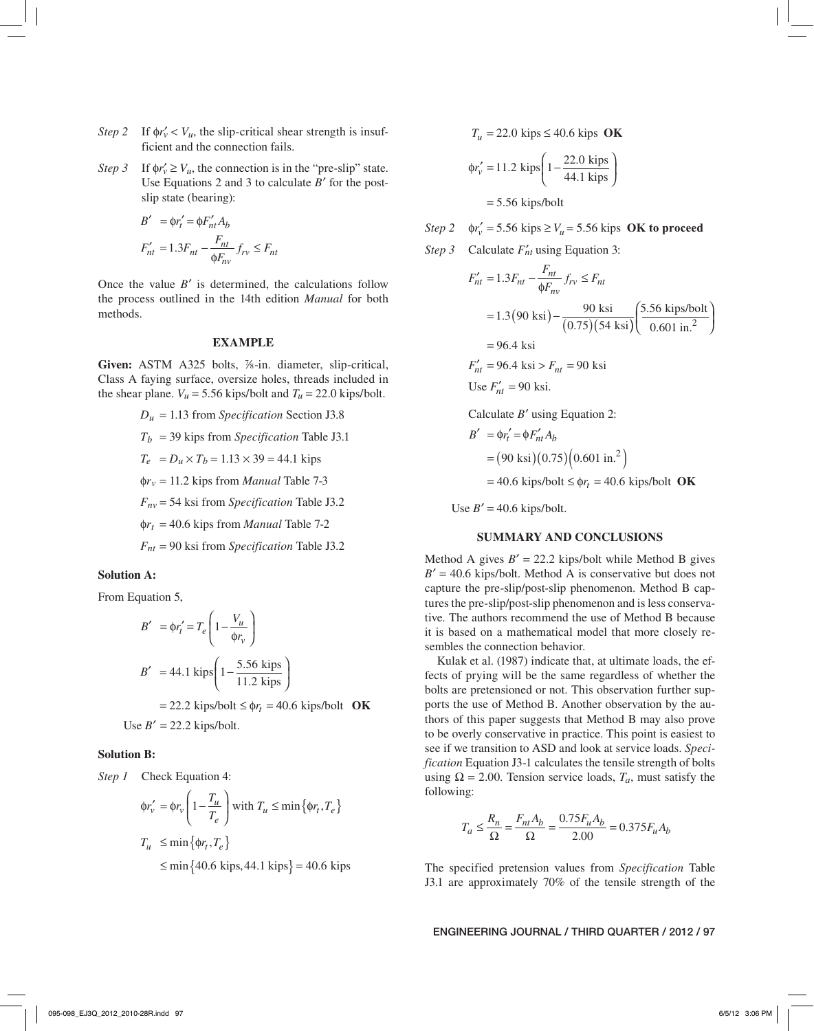*Step 2* If $\phi r'_v < V_u$, the slip-critical shear strength is insufficient and the connection fails.

*Step 3* If $\phi r'_v \geq V_u$, the connection is in the "pre-slip" state. Use Equations 2 and 3 to calculate $B'$ for the post-slip state (bearing):

$$B' = \phi r'_t = \phi F'_{nt} A_b$$

$$F'_{nt} = 1.3F_{nt} - \frac{F_{nt}}{\phi F_{nv}} f_{rv} \leq F_{nt}$$

Once the value $B'$ is determined, the calculations follow the process outlined in the 14th edition *Manual* for both methods.

## EXAMPLE

**Given:** ASTM A325 bolts, ⅞-in. diameter, slip-critical, Class A faying surface, oversize holes, threads included in the shear plane. $V_u = 5.56$ kips/bolt and $T_u = 22.0$ kips/bolt.

$D_u = 1.13$ from *Specification* Section J3.8

$T_b = 39$ kips from *Specification* Table J3.1

$T_e = D_u \times T_b = 1.13 \times 39 = 44.1$ kips

$\phi r_v = 11.2$ kips from *Manual* Table 7-3

$F_{nv} = 54$ ksi from *Specification* Table J3.2

$\phi r_t = 40.6$ kips from *Manual* Table 7-2

$F_{nt} = 90$ ksi from *Specification* Table J3.2

**Solution A:**

From Equation 5,

$$B' = \phi r'_t = T_e \left(1 - \frac{V_u}{\phi r_v}\right)$$

$$B' = 44.1 \text{ kips}\left(1 - \frac{5.56 \text{ kips}}{11.2 \text{ kips}}\right)$$

$$= 22.2 \text{ kips/bolt} \leq \phi r_t = 40.6 \text{ kips/bolt} \quad \textbf{OK}$$

Use $B' = 22.2$ kips/bolt.

**Solution B:**

*Step 1* Check Equation 4:

$$\phi r'_v = \phi r_v \left(1 - \frac{T_u}{T_e}\right) \text{ with } T_u \leq \min\{\phi r_t, T_e\}$$

$$T_u \leq \min\{\phi r_t, T_e\}$$

$$\leq \min\{40.6 \text{ kips}, 44.1 \text{ kips}\} = 40.6 \text{ kips}$$

$$T_u = 22.0 \text{ kips} \leq 40.6 \text{ kips} \quad \textbf{OK}$$

$$\phi r'_v = 11.2 \text{ kips}\left(1 - \frac{22.0 \text{ kips}}{44.1 \text{ kips}}\right)$$

$$= 5.56 \text{ kips/bolt}$$

*Step 2* $\phi r'_v = 5.56$ kips $\geq V_u = 5.56$ kips **OK to proceed**

*Step 3* Calculate $F'_{nt}$ using Equation 3:

$$F'_{nt} = 1.3F_{nt} - \frac{F_{nt}}{\phi F_{nv}} f_{rv} \leq F_{nt}$$

$$= 1.3(90 \text{ ksi}) - \frac{90 \text{ ksi}}{(0.75)(54 \text{ ksi})}\left(\frac{5.56 \text{ kips/bolt}}{0.601 \text{ in.}^2}\right)$$

$$= 96.4 \text{ ksi}$$

$$F'_{nt} = 96.4 \text{ ksi} > F_{nt} = 90 \text{ ksi}$$

Use $F'_{nt} = 90$ ksi.

Calculate $B'$ using Equation 2:

$$B' = \phi r'_t = \phi F'_{nt} A_b$$

$$= (90 \text{ ksi})(0.75)\left(0.601 \text{ in.}^2\right)$$

$$= 40.6 \text{ kips/bolt} \leq \phi r_t = 40.6 \text{ kips/bolt} \quad \textbf{OK}$$

Use $B' = 40.6$ kips/bolt.

## SUMMARY AND CONCLUSIONS

Method A gives $B' = 22.2$ kips/bolt while Method B gives $B' = 40.6$ kips/bolt. Method A is conservative but does not capture the pre-slip/post-slip phenomenon. Method B captures the pre-slip/post-slip phenomenon and is less conservative. The authors recommend the use of Method B because it is based on a mathematical model that more closely resembles the connection behavior.

Kulak et al. (1987) indicate that, at ultimate loads, the effects of prying will be the same regardless of whether the bolts are pretensioned or not. This observation further supports the use of Method B. Another observation by the authors of this paper suggests that Method B may also prove to be overly conservative in practice. This point is easiest to see if we transition to ASD and look at service loads. *Specification* Equation J3-1 calculates the tensile strength of bolts using $\Omega = 2.00$. Tension service loads, $T_a$, must satisfy the following:

$$T_a \leq \frac{R_n}{\Omega} = \frac{F_{nt} A_b}{\Omega} = \frac{0.75 F_u A_b}{2.00} = 0.375 F_u A_b$$

The specified pretension values from *Specification* Table J3.1 are approximately 70% of the tensile strength of the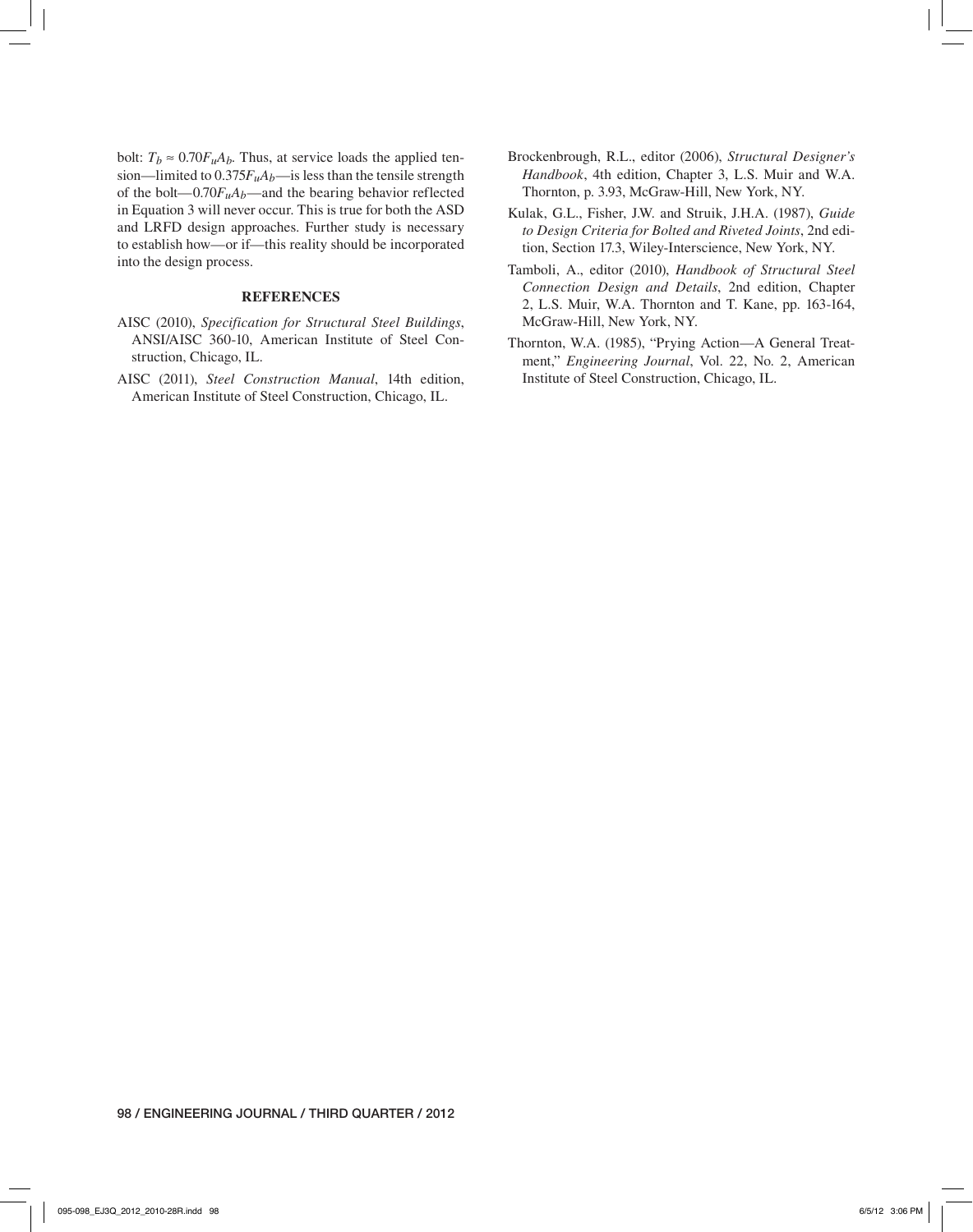bolt: $T_b \approx 0.70F_uA_b$. Thus, at service loads the applied tension—limited to $0.375F_uA_b$—is less than the tensile strength of the bolt—$0.70F_uA_b$—and the bearing behavior reflected in Equation 3 will never occur. This is true for both the ASD and LRFD design approaches. Further study is necessary to establish how—or if—this reality should be incorporated into the design process.

## REFERENCES

AISC (2010), *Specification for Structural Steel Buildings*, ANSI/AISC 360-10, American Institute of Steel Construction, Chicago, IL.

AISC (2011), *Steel Construction Manual*, 14th edition, American Institute of Steel Construction, Chicago, IL.

Brockenbrough, R.L., editor (2006), *Structural Designer's Handbook*, 4th edition, Chapter 3, L.S. Muir and W.A. Thornton, p. 3.93, McGraw-Hill, New York, NY.

Kulak, G.L., Fisher, J.W. and Struik, J.H.A. (1987), *Guide to Design Criteria for Bolted and Riveted Joints*, 2nd edition, Section 17.3, Wiley-Interscience, New York, NY.

Tamboli, A., editor (2010), *Handbook of Structural Steel Connection Design and Details*, 2nd edition, Chapter 2, L.S. Muir, W.A. Thornton and T. Kane, pp. 163-164, McGraw-Hill, New York, NY.

Thornton, W.A. (1985), "Prying Action—A General Treatment," *Engineering Journal*, Vol. 22, No. 2, American Institute of Steel Construction, Chicago, IL.